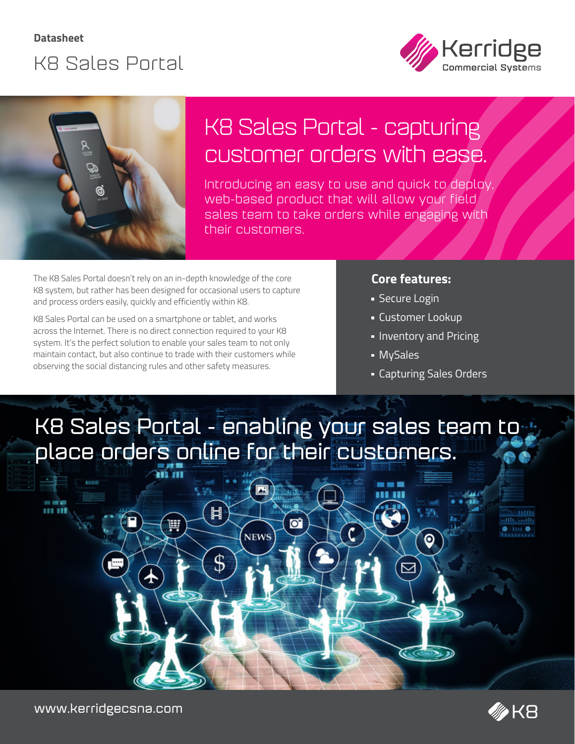**Datasheet**

# K8 Sales Portal

## K8 Sales Portal - capturing customer orders with ease.

Introducing an easy to use and quick to deploy, web-based product that will allow your field sales team to take orders while engaging with their customers.

The K8 Sales Portal doesn't rely on an in-depth knowledge of the core K8 system, but rather has been designed for occasional users to capture and process orders easily, quickly and efficiently within K8.

K8 Sales Portal can be used on a smartphone or tablet, and works across the Internet. There is no direct connection required to your K8 system. It's the perfect solution to enable your sales team to not only maintain contact, but also continue to trade with their customers while observing the social distancing rules and other safety measures.

### Core features:

- Secure Login
- Customer Lookup
- Inventory and Pricing
- MySales
- Capturing Sales Orders

## K8 Sales Portal - enabling your sales team to place orders online for their customers.

www.kerridgecsna.com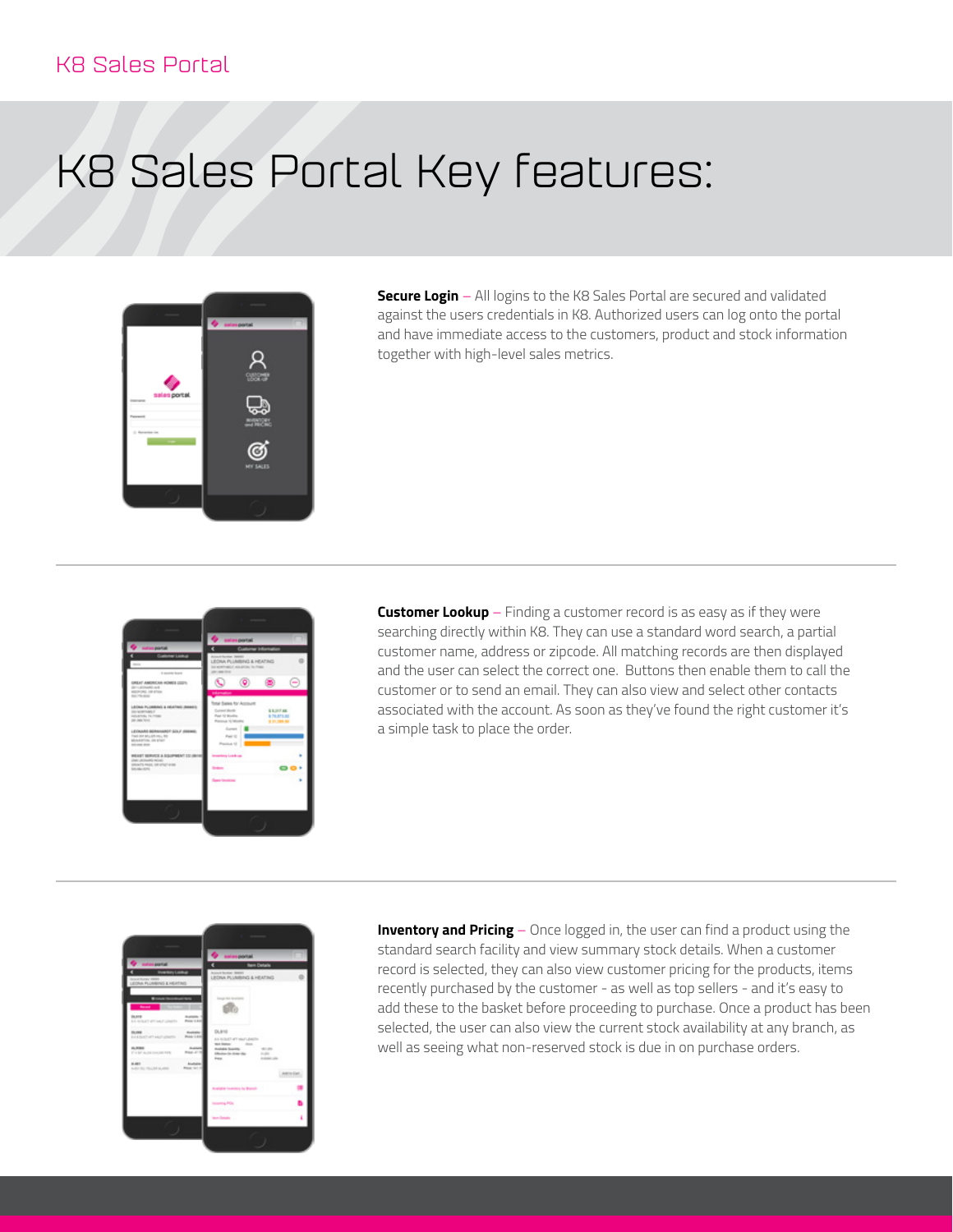# K8 Sales Portal Key features:

**Secure Login** – All logins to the K8 Sales Portal are secured and validated against the users credentials in K8. Authorized users can log onto the portal and have immediate access to the customers, product and stock information together with high-level sales metrics.

**Customer Lookup** – Finding a customer record is as easy as if they were searching directly within K8. They can use a standard word search, a partial customer name, address or zipcode. All matching records are then displayed and the user can select the correct one. Buttons then enable them to call the customer or to send an email. They can also view and select other contacts associated with the account. As soon as they've found the right customer it's a simple task to place the order.

**Inventory and Pricing** – Once logged in, the user can find a product using the standard search facility and view summary stock details. When a customer record is selected, they can also view customer pricing for the products, items recently purchased by the customer - as well as top sellers - and it's easy to add these to the basket before proceeding to purchase. Once a product has been selected, the user can also view the current stock availability at any branch, as well as seeing what non-reserved stock is due in on purchase orders.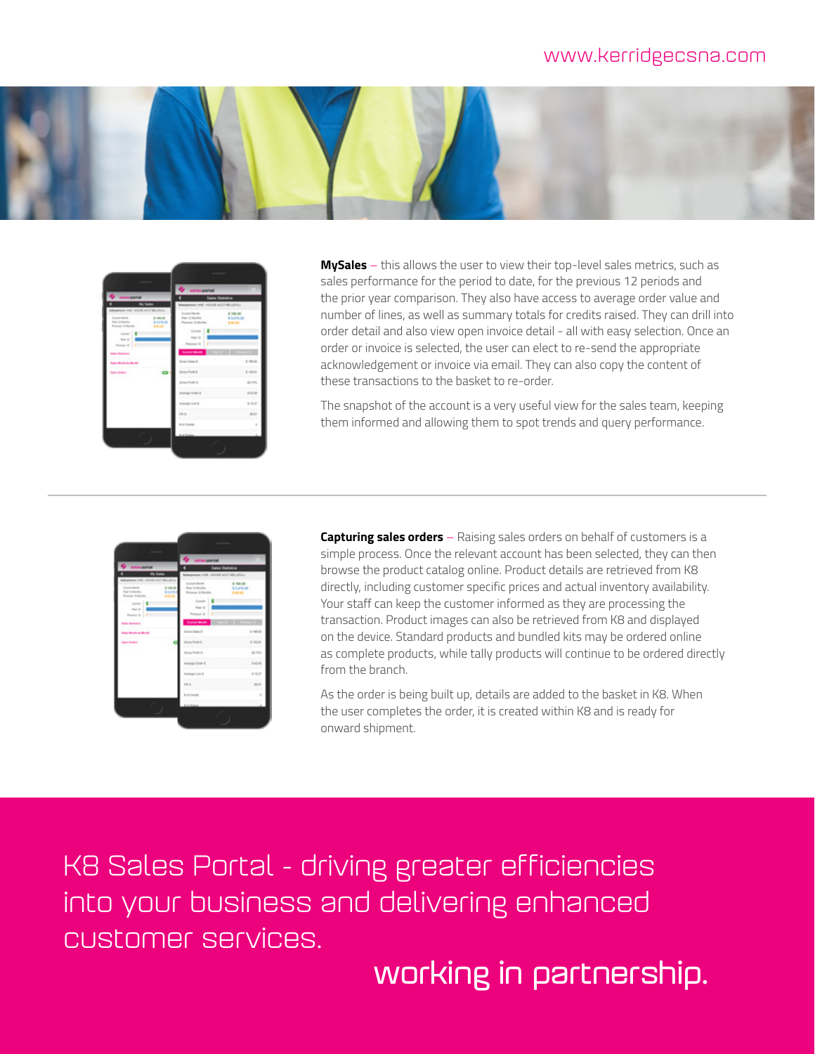**MySales** – this allows the user to view their top-level sales metrics, such as sales performance for the period to date, for the previous 12 periods and the prior year comparison. They also have access to average order value and number of lines, as well as summary totals for credits raised. They can drill into order detail and also view open invoice detail - all with easy selection. Once an order or invoice is selected, the user can elect to re-send the appropriate acknowledgement or invoice via email. They can also copy the content of these transactions to the basket to re-order.

The snapshot of the account is a very useful view for the sales team, keeping them informed and allowing them to spot trends and query performance.

---

**Capturing sales orders** – Raising sales orders on behalf of customers is a simple process. Once the relevant account has been selected, they can then browse the product catalog online. Product details are retrieved from K8 directly, including customer specific prices and actual inventory availability. Your staff can keep the customer informed as they are processing the transaction. Product images can also be retrieved from K8 and displayed on the device. Standard products and bundled kits may be ordered online as complete products, while tally products will continue to be ordered directly from the branch.

As the order is being built up, details are added to the basket in K8. When the user completes the order, it is created within K8 and is ready for onward shipment.

K8 Sales Portal - driving greater efficiencies into your business and delivering enhanced customer services.

working in partnership.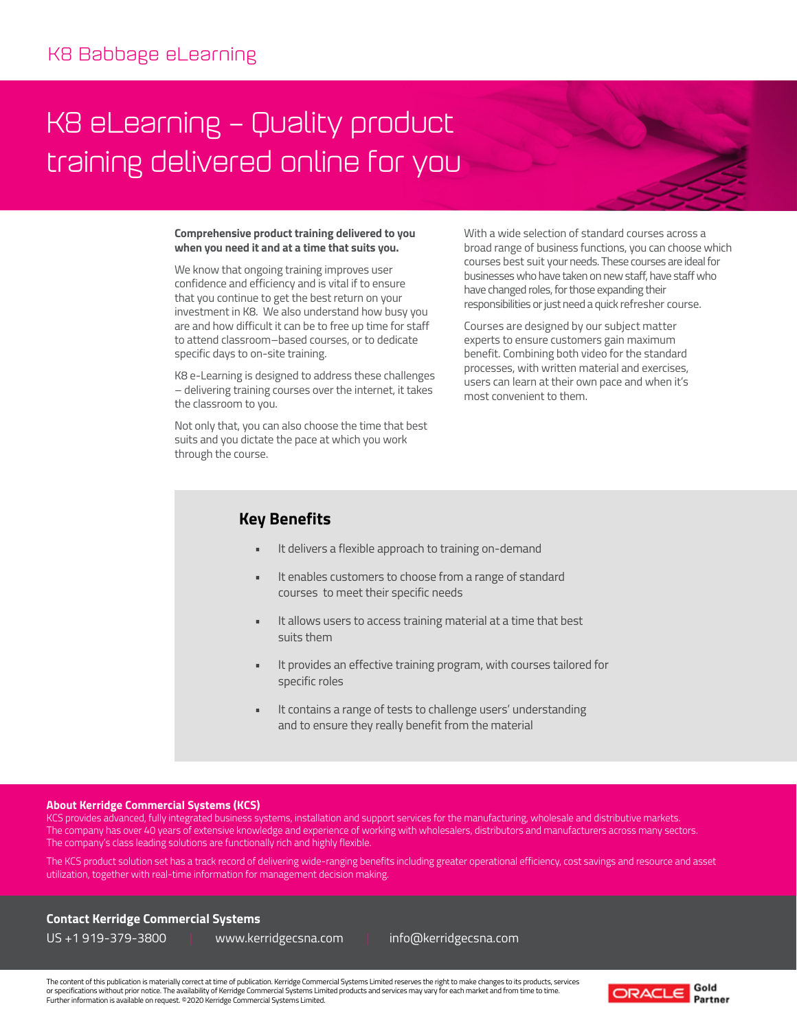K8 Babbage eLearning

# K8 eLearning – Quality product training delivered online for you

**Comprehensive product training delivered to you when you need it and at a time that suits you.**

We know that ongoing training improves user confidence and efficiency and is vital if to ensure that you continue to get the best return on your investment in K8. We also understand how busy you are and how difficult it can be to free up time for staff to attend classroom–based courses, or to dedicate specific days to on-site training.

K8 e-Learning is designed to address these challenges – delivering training courses over the internet, it takes the classroom to you.

Not only that, you can also choose the time that best suits and you dictate the pace at which you work through the course.

With a wide selection of standard courses across a broad range of business functions, you can choose which courses best suit your needs. These courses are ideal for businesses who have taken on new staff, have staff who have changed roles, for those expanding their responsibilities or just need a quick refresher course.

Courses are designed by our subject matter experts to ensure customers gain maximum benefit. Combining both video for the standard processes, with written material and exercises, users can learn at their own pace and when it's most convenient to them.

## Key Benefits

- It delivers a flexible approach to training on-demand
- It enables customers to choose from a range of standard courses to meet their specific needs
- It allows users to access training material at a time that best suits them
- It provides an effective training program, with courses tailored for specific roles
- It contains a range of tests to challenge users' understanding and to ensure they really benefit from the material

**About Kerridge Commercial Systems (KCS)**

KCS provides advanced, fully integrated business systems, installation and support services for the manufacturing, wholesale and distributive markets. The company has over 40 years of extensive knowledge and experience of working with wholesalers, distributors and manufacturers across many sectors. The company's class leading solutions are functionally rich and highly flexible.

The KCS product solution set has a track record of delivering wide-ranging benefits including greater operational efficiency, cost savings and resource and asset utilization, together with real-time information for management decision making.

**Contact Kerridge Commercial Systems**

US +1 919-379-3800 | www.kerridgecsna.com | info@kerridgecsna.com

The content of this publication is materially correct at time of publication. Kerridge Commercial Systems Limited reserves the right to make changes to its products, services or specifications without prior notice. The availability of Kerridge Commercial Systems Limited products and services may vary for each market and from time to time. Further information is available on request. ©2020 Kerridge Commercial Systems Limited.

ORACLE Gold Partner